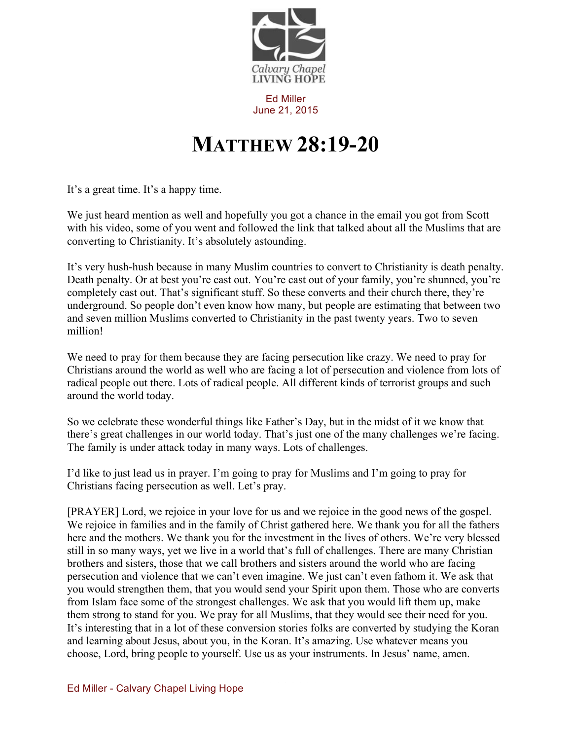Calvary Chapel LIVING HOPE

Ed Miller
June 21, 2015

# MATTHEW 28:19-20

It's a great time. It's a happy time.

We just heard mention as well and hopefully you got a chance in the email you got from Scott with his video, some of you went and followed the link that talked about all the Muslims that are converting to Christianity. It's absolutely astounding.

It's very hush-hush because in many Muslim countries to convert to Christianity is death penalty. Death penalty. Or at best you're cast out. You're cast out of your family, you're shunned, you're completely cast out. That's significant stuff. So these converts and their church there, they're underground. So people don't even know how many, but people are estimating that between two and seven million Muslims converted to Christianity in the past twenty years. Two to seven million!

We need to pray for them because they are facing persecution like crazy. We need to pray for Christians around the world as well who are facing a lot of persecution and violence from lots of radical people out there. Lots of radical people. All different kinds of terrorist groups and such around the world today.

So we celebrate these wonderful things like Father's Day, but in the midst of it we know that there's great challenges in our world today. That's just one of the many challenges we're facing. The family is under attack today in many ways. Lots of challenges.

I'd like to just lead us in prayer. I'm going to pray for Muslims and I'm going to pray for Christians facing persecution as well. Let's pray.

[PRAYER] Lord, we rejoice in your love for us and we rejoice in the good news of the gospel. We rejoice in families and in the family of Christ gathered here. We thank you for all the fathers here and the mothers. We thank you for the investment in the lives of others. We're very blessed still in so many ways, yet we live in a world that's full of challenges. There are many Christian brothers and sisters, those that we call brothers and sisters around the world who are facing persecution and violence that we can't even imagine. We just can't even fathom it. We ask that you would strengthen them, that you would send your Spirit upon them. Those who are converts from Islam face some of the strongest challenges. We ask that you would lift them up, make them strong to stand for you. We pray for all Muslims, that they would see their need for you. It's interesting that in a lot of these conversion stories folks are converted by studying the Koran and learning about Jesus, about you, in the Koran. It's amazing. Use whatever means you choose, Lord, bring people to yourself. Use us as your instruments. In Jesus' name, amen.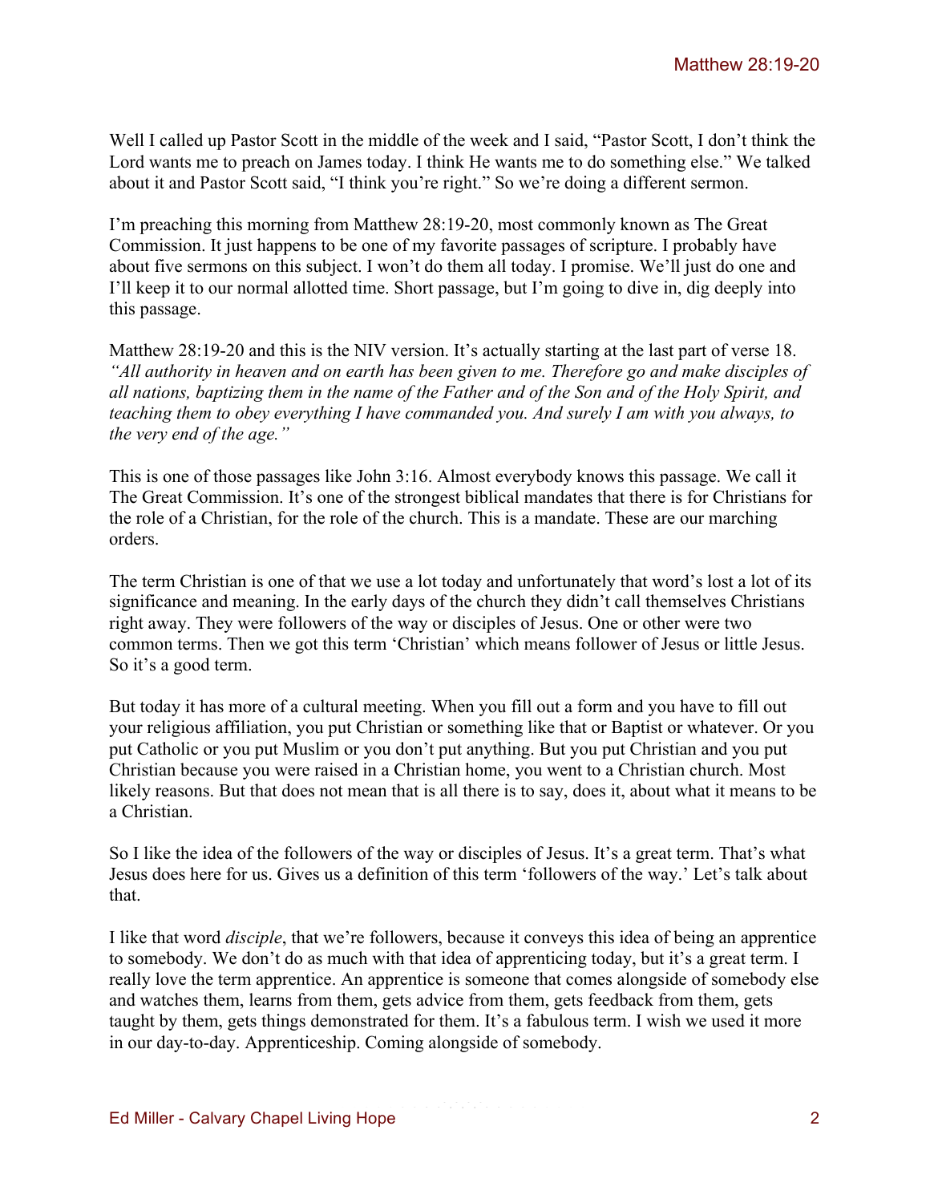Well I called up Pastor Scott in the middle of the week and I said, "Pastor Scott, I don't think the Lord wants me to preach on James today. I think He wants me to do something else." We talked about it and Pastor Scott said, "I think you're right." So we're doing a different sermon.

I'm preaching this morning from Matthew 28:19-20, most commonly known as The Great Commission. It just happens to be one of my favorite passages of scripture. I probably have about five sermons on this subject. I won't do them all today. I promise. We'll just do one and I'll keep it to our normal allotted time. Short passage, but I'm going to dive in, dig deeply into this passage.

Matthew 28:19-20 and this is the NIV version. It's actually starting at the last part of verse 18. *"All authority in heaven and on earth has been given to me. Therefore go and make disciples of all nations, baptizing them in the name of the Father and of the Son and of the Holy Spirit, and teaching them to obey everything I have commanded you. And surely I am with you always, to the very end of the age."*

This is one of those passages like John 3:16. Almost everybody knows this passage. We call it The Great Commission. It's one of the strongest biblical mandates that there is for Christians for the role of a Christian, for the role of the church. This is a mandate. These are our marching orders.

The term Christian is one of that we use a lot today and unfortunately that word's lost a lot of its significance and meaning. In the early days of the church they didn't call themselves Christians right away. They were followers of the way or disciples of Jesus. One or other were two common terms. Then we got this term 'Christian' which means follower of Jesus or little Jesus. So it's a good term.

But today it has more of a cultural meeting. When you fill out a form and you have to fill out your religious affiliation, you put Christian or something like that or Baptist or whatever. Or you put Catholic or you put Muslim or you don't put anything. But you put Christian and you put Christian because you were raised in a Christian home, you went to a Christian church. Most likely reasons. But that does not mean that is all there is to say, does it, about what it means to be a Christian.

So I like the idea of the followers of the way or disciples of Jesus. It's a great term. That's what Jesus does here for us. Gives us a definition of this term 'followers of the way.' Let's talk about that.

I like that word *disciple*, that we're followers, because it conveys this idea of being an apprentice to somebody. We don't do as much with that idea of apprenticing today, but it's a great term. I really love the term apprentice. An apprentice is someone that comes alongside of somebody else and watches them, learns from them, gets advice from them, gets feedback from them, gets taught by them, gets things demonstrated for them. It's a fabulous term. I wish we used it more in our day-to-day. Apprenticeship. Coming alongside of somebody.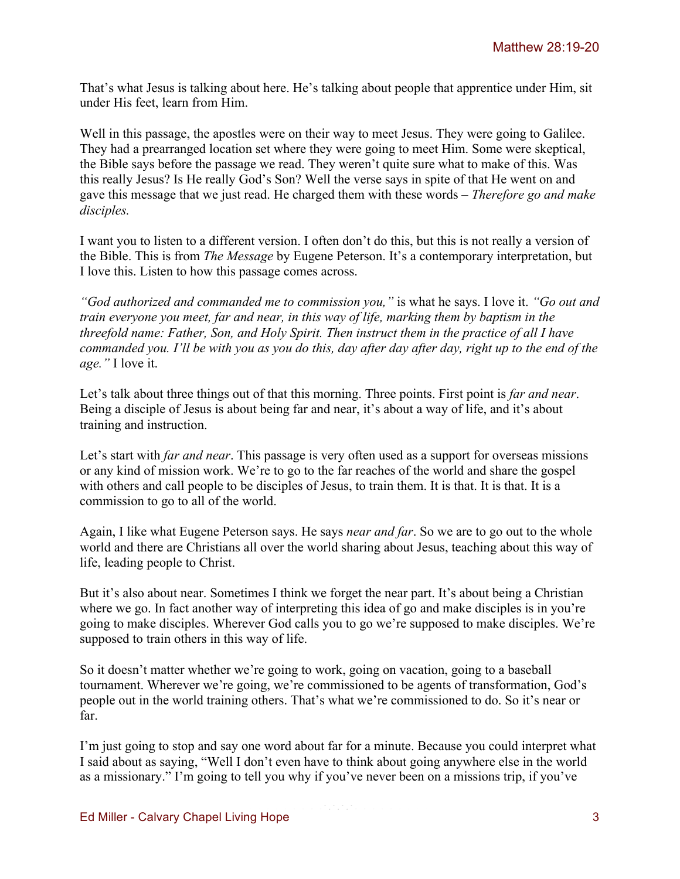That's what Jesus is talking about here. He's talking about people that apprentice under Him, sit under His feet, learn from Him.

Well in this passage, the apostles were on their way to meet Jesus. They were going to Galilee. They had a prearranged location set where they were going to meet Him. Some were skeptical, the Bible says before the passage we read. They weren't quite sure what to make of this. Was this really Jesus? Is He really God's Son? Well the verse says in spite of that He went on and gave this message that we just read. He charged them with these words – *Therefore go and make disciples.*

I want you to listen to a different version. I often don't do this, but this is not really a version of the Bible. This is from *The Message* by Eugene Peterson. It's a contemporary interpretation, but I love this. Listen to how this passage comes across.

*"God authorized and commanded me to commission you,"* is what he says. I love it. *"Go out and train everyone you meet, far and near, in this way of life, marking them by baptism in the threefold name: Father, Son, and Holy Spirit. Then instruct them in the practice of all I have commanded you. I'll be with you as you do this, day after day after day, right up to the end of the age."* I love it.

Let's talk about three things out of that this morning. Three points. First point is *far and near*. Being a disciple of Jesus is about being far and near, it's about a way of life, and it's about training and instruction.

Let's start with *far and near*. This passage is very often used as a support for overseas missions or any kind of mission work. We're to go to the far reaches of the world and share the gospel with others and call people to be disciples of Jesus, to train them. It is that. It is that. It is a commission to go to all of the world.

Again, I like what Eugene Peterson says. He says *near and far*. So we are to go out to the whole world and there are Christians all over the world sharing about Jesus, teaching about this way of life, leading people to Christ.

But it's also about near. Sometimes I think we forget the near part. It's about being a Christian where we go. In fact another way of interpreting this idea of go and make disciples is in you're going to make disciples. Wherever God calls you to go we're supposed to make disciples. We're supposed to train others in this way of life.

So it doesn't matter whether we're going to work, going on vacation, going to a baseball tournament. Wherever we're going, we're commissioned to be agents of transformation, God's people out in the world training others. That's what we're commissioned to do. So it's near or far.

I'm just going to stop and say one word about far for a minute. Because you could interpret what I said about as saying, "Well I don't even have to think about going anywhere else in the world as a missionary." I'm going to tell you why if you've never been on a missions trip, if you've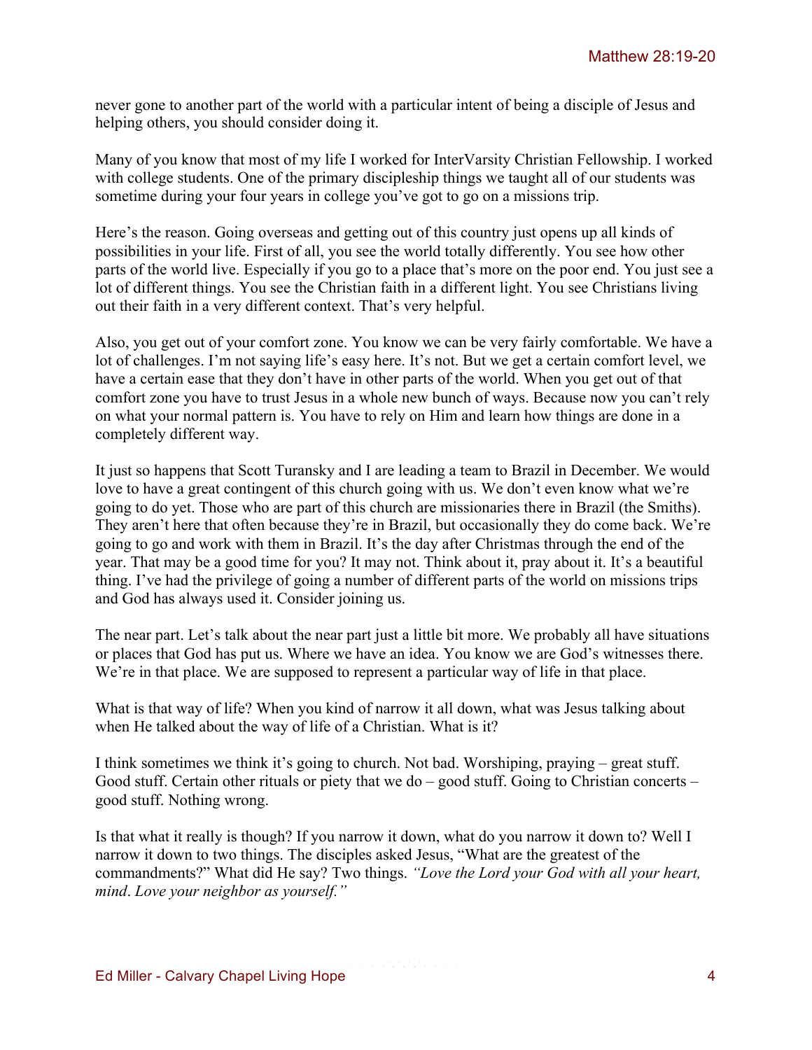never gone to another part of the world with a particular intent of being a disciple of Jesus and helping others, you should consider doing it.

Many of you know that most of my life I worked for InterVarsity Christian Fellowship. I worked with college students. One of the primary discipleship things we taught all of our students was sometime during your four years in college you've got to go on a missions trip.

Here's the reason. Going overseas and getting out of this country just opens up all kinds of possibilities in your life. First of all, you see the world totally differently. You see how other parts of the world live. Especially if you go to a place that's more on the poor end. You just see a lot of different things. You see the Christian faith in a different light. You see Christians living out their faith in a very different context. That's very helpful.

Also, you get out of your comfort zone. You know we can be very fairly comfortable. We have a lot of challenges. I'm not saying life's easy here. It's not. But we get a certain comfort level, we have a certain ease that they don't have in other parts of the world. When you get out of that comfort zone you have to trust Jesus in a whole new bunch of ways. Because now you can't rely on what your normal pattern is. You have to rely on Him and learn how things are done in a completely different way.

It just so happens that Scott Turansky and I are leading a team to Brazil in December. We would love to have a great contingent of this church going with us. We don't even know what we're going to do yet. Those who are part of this church are missionaries there in Brazil (the Smiths). They aren't here that often because they're in Brazil, but occasionally they do come back. We're going to go and work with them in Brazil. It's the day after Christmas through the end of the year. That may be a good time for you? It may not. Think about it, pray about it. It's a beautiful thing. I've had the privilege of going a number of different parts of the world on missions trips and God has always used it. Consider joining us.

The near part. Let's talk about the near part just a little bit more. We probably all have situations or places that God has put us. Where we have an idea. You know we are God's witnesses there. We're in that place. We are supposed to represent a particular way of life in that place.

What is that way of life? When you kind of narrow it all down, what was Jesus talking about when He talked about the way of life of a Christian. What is it?

I think sometimes we think it's going to church. Not bad. Worshiping, praying – great stuff. Good stuff. Certain other rituals or piety that we do – good stuff. Going to Christian concerts – good stuff. Nothing wrong.

Is that what it really is though? If you narrow it down, what do you narrow it down to? Well I narrow it down to two things. The disciples asked Jesus, "What are the greatest of the commandments?" What did He say? Two things. *"Love the Lord your God with all your heart, mind. Love your neighbor as yourself."*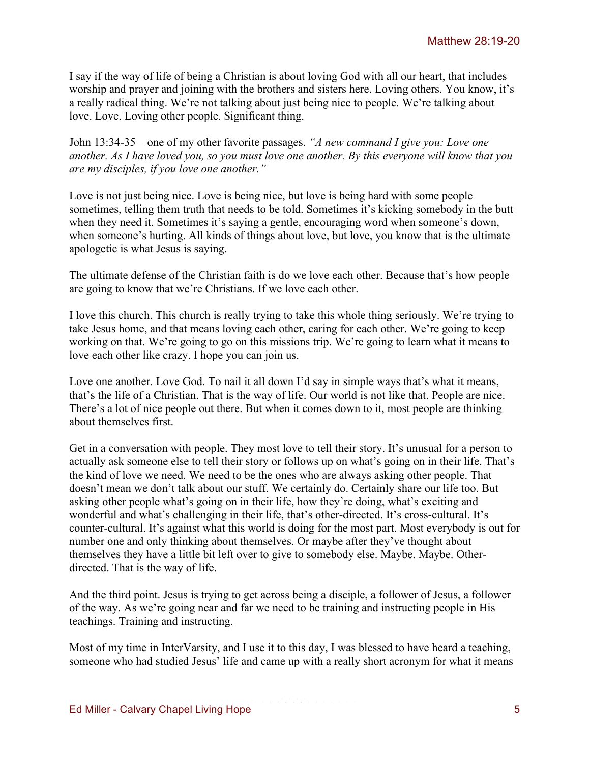I say if the way of life of being a Christian is about loving God with all our heart, that includes worship and prayer and joining with the brothers and sisters here. Loving others. You know, it's a really radical thing. We're not talking about just being nice to people. We're talking about love. Love. Loving other people. Significant thing.

John 13:34-35 – one of my other favorite passages. *"A new command I give you: Love one another. As I have loved you, so you must love one another. By this everyone will know that you are my disciples, if you love one another."*

Love is not just being nice. Love is being nice, but love is being hard with some people sometimes, telling them truth that needs to be told. Sometimes it's kicking somebody in the butt when they need it. Sometimes it's saying a gentle, encouraging word when someone's down, when someone's hurting. All kinds of things about love, but love, you know that is the ultimate apologetic is what Jesus is saying.

The ultimate defense of the Christian faith is do we love each other. Because that's how people are going to know that we're Christians. If we love each other.

I love this church. This church is really trying to take this whole thing seriously. We're trying to take Jesus home, and that means loving each other, caring for each other. We're going to keep working on that. We're going to go on this missions trip. We're going to learn what it means to love each other like crazy. I hope you can join us.

Love one another. Love God. To nail it all down I'd say in simple ways that's what it means, that's the life of a Christian. That is the way of life. Our world is not like that. People are nice. There's a lot of nice people out there. But when it comes down to it, most people are thinking about themselves first.

Get in a conversation with people. They most love to tell their story. It's unusual for a person to actually ask someone else to tell their story or follows up on what's going on in their life. That's the kind of love we need. We need to be the ones who are always asking other people. That doesn't mean we don't talk about our stuff. We certainly do. Certainly share our life too. But asking other people what's going on in their life, how they're doing, what's exciting and wonderful and what's challenging in their life, that's other-directed. It's cross-cultural. It's counter-cultural. It's against what this world is doing for the most part. Most everybody is out for number one and only thinking about themselves. Or maybe after they've thought about themselves they have a little bit left over to give to somebody else. Maybe. Maybe. Other-directed. That is the way of life.

And the third point. Jesus is trying to get across being a disciple, a follower of Jesus, a follower of the way. As we're going near and far we need to be training and instructing people in His teachings. Training and instructing.

Most of my time in InterVarsity, and I use it to this day, I was blessed to have heard a teaching, someone who had studied Jesus' life and came up with a really short acronym for what it means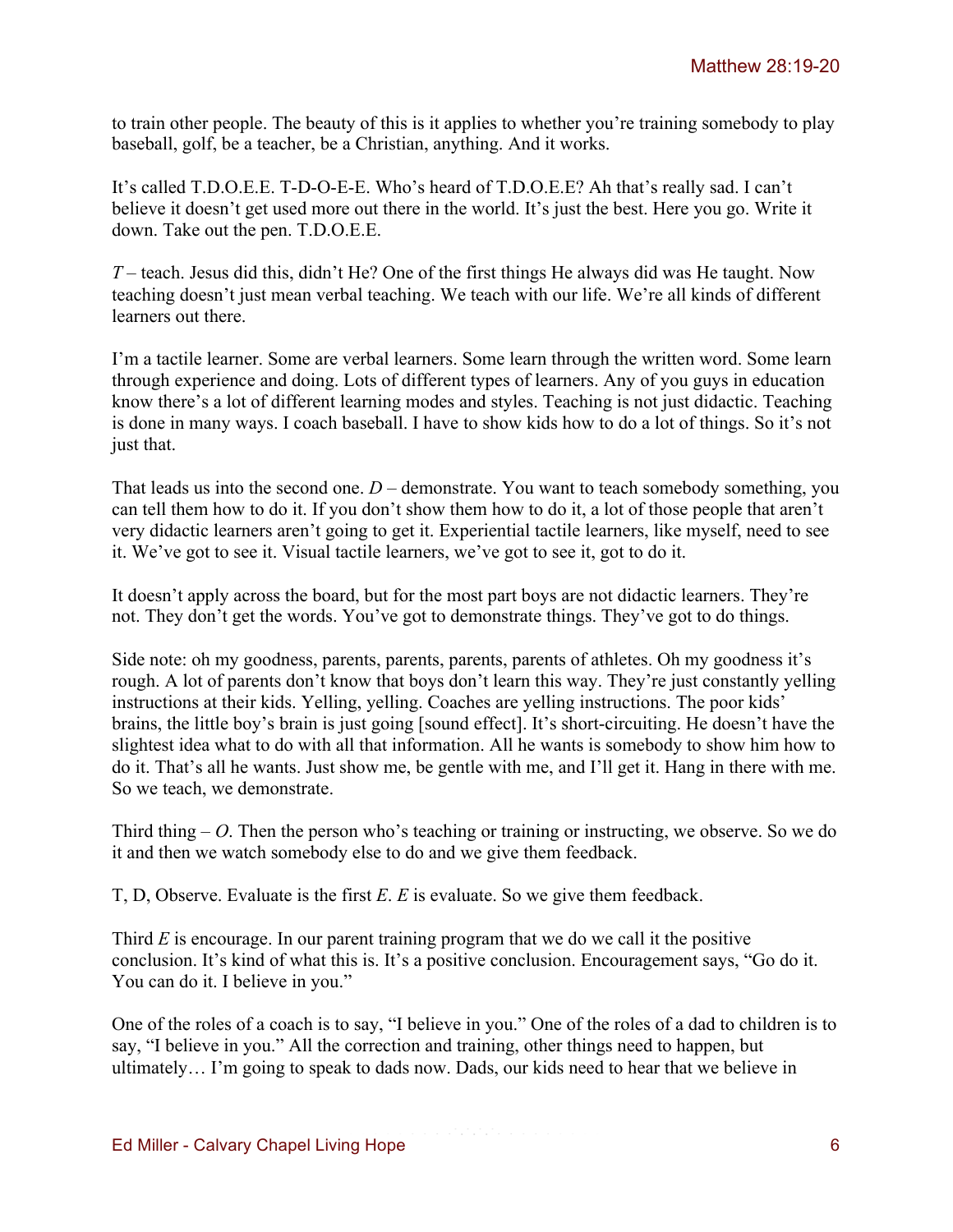to train other people. The beauty of this is it applies to whether you're training somebody to play baseball, golf, be a teacher, be a Christian, anything. And it works.

It's called T.D.O.E.E. T-D-O-E-E. Who's heard of T.D.O.E.E? Ah that's really sad. I can't believe it doesn't get used more out there in the world. It's just the best. Here you go. Write it down. Take out the pen. T.D.O.E.E.

*T* – teach. Jesus did this, didn't He? One of the first things He always did was He taught. Now teaching doesn't just mean verbal teaching. We teach with our life. We're all kinds of different learners out there.

I'm a tactile learner. Some are verbal learners. Some learn through the written word. Some learn through experience and doing. Lots of different types of learners. Any of you guys in education know there's a lot of different learning modes and styles. Teaching is not just didactic. Teaching is done in many ways. I coach baseball. I have to show kids how to do a lot of things. So it's not just that.

That leads us into the second one. *D* – demonstrate. You want to teach somebody something, you can tell them how to do it. If you don't show them how to do it, a lot of those people that aren't very didactic learners aren't going to get it. Experiential tactile learners, like myself, need to see it. We've got to see it. Visual tactile learners, we've got to see it, got to do it.

It doesn't apply across the board, but for the most part boys are not didactic learners. They're not. They don't get the words. You've got to demonstrate things. They've got to do things.

Side note: oh my goodness, parents, parents, parents, parents of athletes. Oh my goodness it's rough. A lot of parents don't know that boys don't learn this way. They're just constantly yelling instructions at their kids. Yelling, yelling. Coaches are yelling instructions. The poor kids' brains, the little boy's brain is just going [sound effect]. It's short-circuiting. He doesn't have the slightest idea what to do with all that information. All he wants is somebody to show him how to do it. That's all he wants. Just show me, be gentle with me, and I'll get it. Hang in there with me. So we teach, we demonstrate.

Third thing – *O*. Then the person who's teaching or training or instructing, we observe. So we do it and then we watch somebody else to do and we give them feedback.

T, D, Observe. Evaluate is the first *E*. *E* is evaluate. So we give them feedback.

Third *E* is encourage. In our parent training program that we do we call it the positive conclusion. It's kind of what this is. It's a positive conclusion. Encouragement says, "Go do it. You can do it. I believe in you."

One of the roles of a coach is to say, "I believe in you." One of the roles of a dad to children is to say, "I believe in you." All the correction and training, other things need to happen, but ultimately… I'm going to speak to dads now. Dads, our kids need to hear that we believe in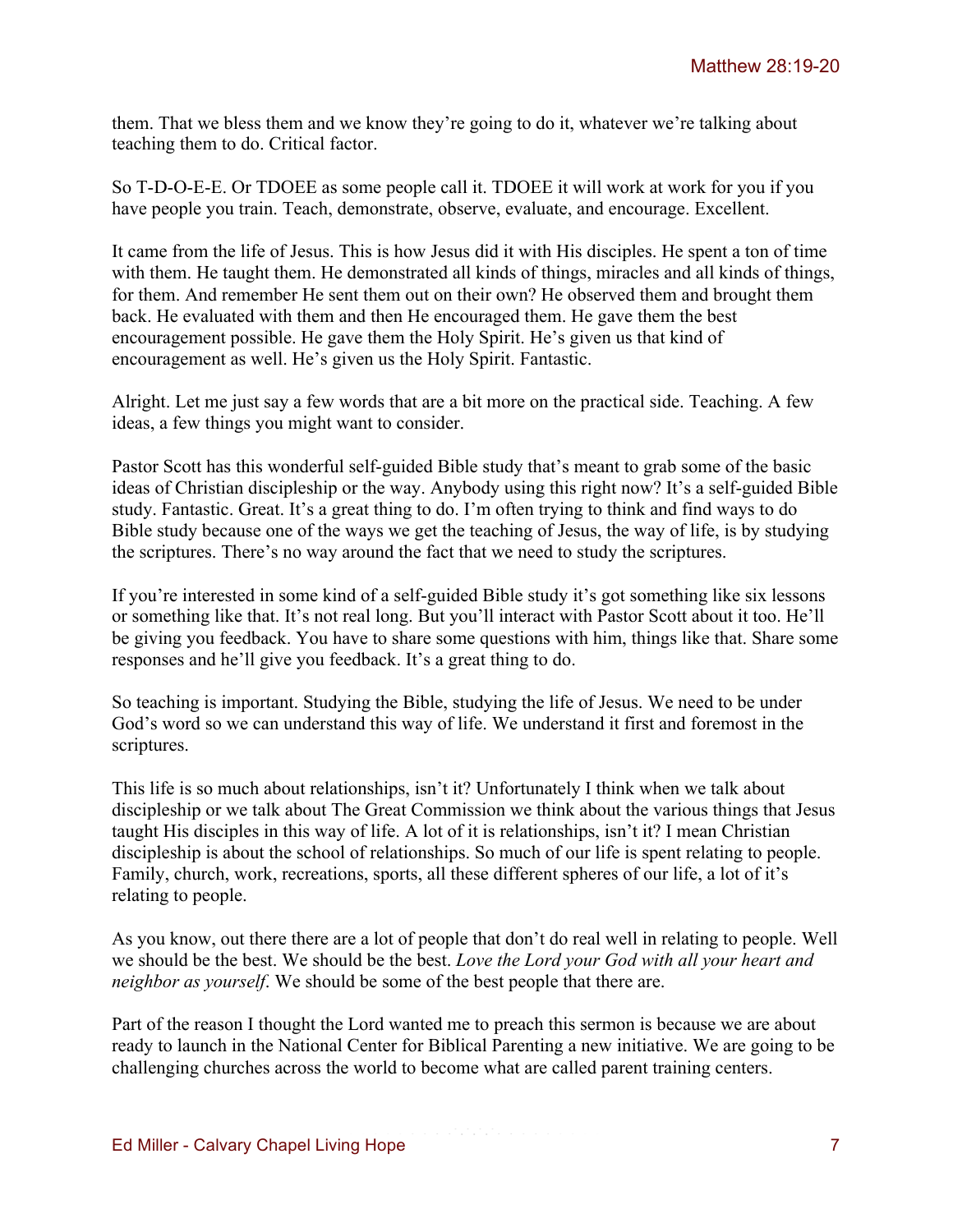them. That we bless them and we know they're going to do it, whatever we're talking about teaching them to do. Critical factor.

So T-D-O-E-E. Or TDOEE as some people call it. TDOEE it will work at work for you if you have people you train. Teach, demonstrate, observe, evaluate, and encourage. Excellent.

It came from the life of Jesus. This is how Jesus did it with His disciples. He spent a ton of time with them. He taught them. He demonstrated all kinds of things, miracles and all kinds of things, for them. And remember He sent them out on their own? He observed them and brought them back. He evaluated with them and then He encouraged them. He gave them the best encouragement possible. He gave them the Holy Spirit. He's given us that kind of encouragement as well. He's given us the Holy Spirit. Fantastic.

Alright. Let me just say a few words that are a bit more on the practical side. Teaching. A few ideas, a few things you might want to consider.

Pastor Scott has this wonderful self-guided Bible study that's meant to grab some of the basic ideas of Christian discipleship or the way. Anybody using this right now? It's a self-guided Bible study. Fantastic. Great. It's a great thing to do. I'm often trying to think and find ways to do Bible study because one of the ways we get the teaching of Jesus, the way of life, is by studying the scriptures. There's no way around the fact that we need to study the scriptures.

If you're interested in some kind of a self-guided Bible study it's got something like six lessons or something like that. It's not real long. But you'll interact with Pastor Scott about it too. He'll be giving you feedback. You have to share some questions with him, things like that. Share some responses and he'll give you feedback. It's a great thing to do.

So teaching is important. Studying the Bible, studying the life of Jesus. We need to be under God's word so we can understand this way of life. We understand it first and foremost in the scriptures.

This life is so much about relationships, isn't it? Unfortunately I think when we talk about discipleship or we talk about The Great Commission we think about the various things that Jesus taught His disciples in this way of life. A lot of it is relationships, isn't it? I mean Christian discipleship is about the school of relationships. So much of our life is spent relating to people. Family, church, work, recreations, sports, all these different spheres of our life, a lot of it's relating to people.

As you know, out there there are a lot of people that don't do real well in relating to people. Well we should be the best. We should be the best. *Love the Lord your God with all your heart and neighbor as yourself*. We should be some of the best people that there are.

Part of the reason I thought the Lord wanted me to preach this sermon is because we are about ready to launch in the National Center for Biblical Parenting a new initiative. We are going to be challenging churches across the world to become what are called parent training centers.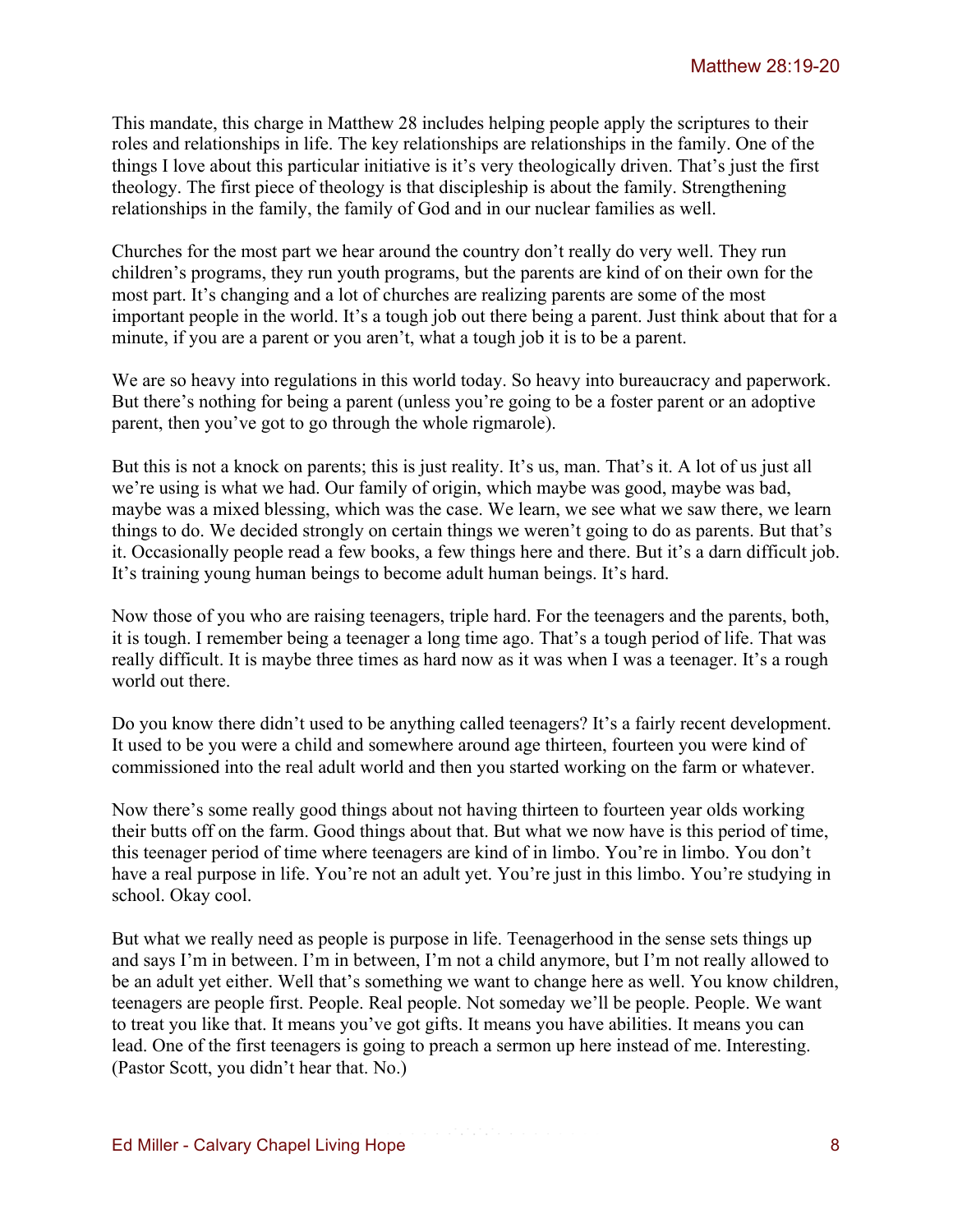This mandate, this charge in Matthew 28 includes helping people apply the scriptures to their roles and relationships in life. The key relationships are relationships in the family. One of the things I love about this particular initiative is it's very theologically driven. That's just the first theology. The first piece of theology is that discipleship is about the family. Strengthening relationships in the family, the family of God and in our nuclear families as well.

Churches for the most part we hear around the country don't really do very well. They run children's programs, they run youth programs, but the parents are kind of on their own for the most part. It's changing and a lot of churches are realizing parents are some of the most important people in the world. It's a tough job out there being a parent. Just think about that for a minute, if you are a parent or you aren't, what a tough job it is to be a parent.

We are so heavy into regulations in this world today. So heavy into bureaucracy and paperwork. But there's nothing for being a parent (unless you're going to be a foster parent or an adoptive parent, then you've got to go through the whole rigmarole).

But this is not a knock on parents; this is just reality. It's us, man. That's it. A lot of us just all we're using is what we had. Our family of origin, which maybe was good, maybe was bad, maybe was a mixed blessing, which was the case. We learn, we see what we saw there, we learn things to do. We decided strongly on certain things we weren't going to do as parents. But that's it. Occasionally people read a few books, a few things here and there. But it's a darn difficult job. It's training young human beings to become adult human beings. It's hard.

Now those of you who are raising teenagers, triple hard. For the teenagers and the parents, both, it is tough. I remember being a teenager a long time ago. That's a tough period of life. That was really difficult. It is maybe three times as hard now as it was when I was a teenager. It's a rough world out there.

Do you know there didn't used to be anything called teenagers? It's a fairly recent development. It used to be you were a child and somewhere around age thirteen, fourteen you were kind of commissioned into the real adult world and then you started working on the farm or whatever.

Now there's some really good things about not having thirteen to fourteen year olds working their butts off on the farm. Good things about that. But what we now have is this period of time, this teenager period of time where teenagers are kind of in limbo. You're in limbo. You don't have a real purpose in life. You're not an adult yet. You're just in this limbo. You're studying in school. Okay cool.

But what we really need as people is purpose in life. Teenagerhood in the sense sets things up and says I'm in between. I'm in between, I'm not a child anymore, but I'm not really allowed to be an adult yet either. Well that's something we want to change here as well. You know children, teenagers are people first. People. Real people. Not someday we'll be people. People. We want to treat you like that. It means you've got gifts. It means you have abilities. It means you can lead. One of the first teenagers is going to preach a sermon up here instead of me. Interesting. (Pastor Scott, you didn't hear that. No.)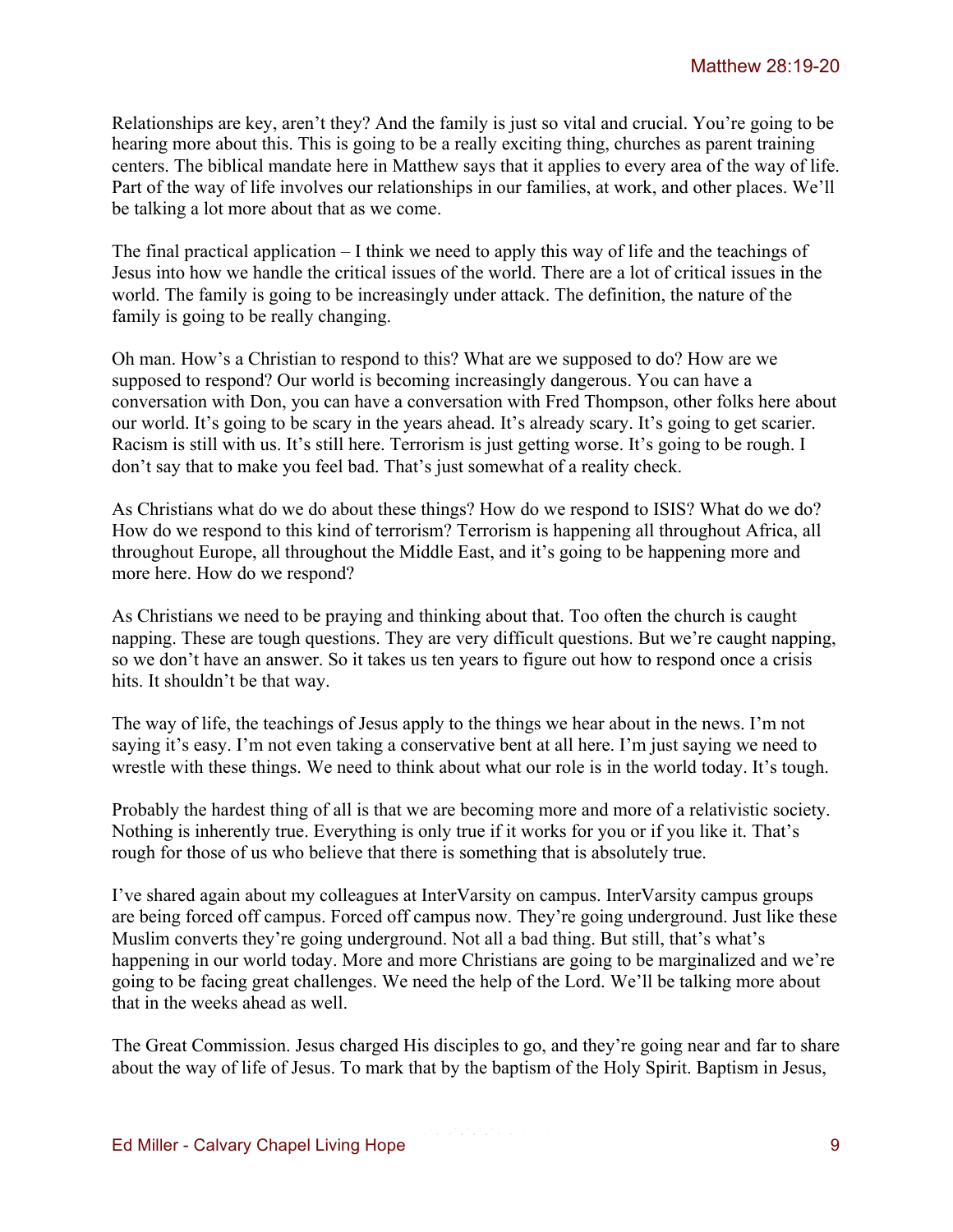Relationships are key, aren't they? And the family is just so vital and crucial. You're going to be hearing more about this. This is going to be a really exciting thing, churches as parent training centers. The biblical mandate here in Matthew says that it applies to every area of the way of life. Part of the way of life involves our relationships in our families, at work, and other places. We'll be talking a lot more about that as we come.

The final practical application – I think we need to apply this way of life and the teachings of Jesus into how we handle the critical issues of the world. There are a lot of critical issues in the world. The family is going to be increasingly under attack. The definition, the nature of the family is going to be really changing.

Oh man. How's a Christian to respond to this? What are we supposed to do? How are we supposed to respond? Our world is becoming increasingly dangerous. You can have a conversation with Don, you can have a conversation with Fred Thompson, other folks here about our world. It's going to be scary in the years ahead. It's already scary. It's going to get scarier. Racism is still with us. It's still here. Terrorism is just getting worse. It's going to be rough. I don't say that to make you feel bad. That's just somewhat of a reality check.

As Christians what do we do about these things? How do we respond to ISIS? What do we do? How do we respond to this kind of terrorism? Terrorism is happening all throughout Africa, all throughout Europe, all throughout the Middle East, and it's going to be happening more and more here. How do we respond?

As Christians we need to be praying and thinking about that. Too often the church is caught napping. These are tough questions. They are very difficult questions. But we're caught napping, so we don't have an answer. So it takes us ten years to figure out how to respond once a crisis hits. It shouldn't be that way.

The way of life, the teachings of Jesus apply to the things we hear about in the news. I'm not saying it's easy. I'm not even taking a conservative bent at all here. I'm just saying we need to wrestle with these things. We need to think about what our role is in the world today. It's tough.

Probably the hardest thing of all is that we are becoming more and more of a relativistic society. Nothing is inherently true. Everything is only true if it works for you or if you like it. That's rough for those of us who believe that there is something that is absolutely true.

I've shared again about my colleagues at InterVarsity on campus. InterVarsity campus groups are being forced off campus. Forced off campus now. They're going underground. Just like these Muslim converts they're going underground. Not all a bad thing. But still, that's what's happening in our world today. More and more Christians are going to be marginalized and we're going to be facing great challenges. We need the help of the Lord. We'll be talking more about that in the weeks ahead as well.

The Great Commission. Jesus charged His disciples to go, and they're going near and far to share about the way of life of Jesus. To mark that by the baptism of the Holy Spirit. Baptism in Jesus,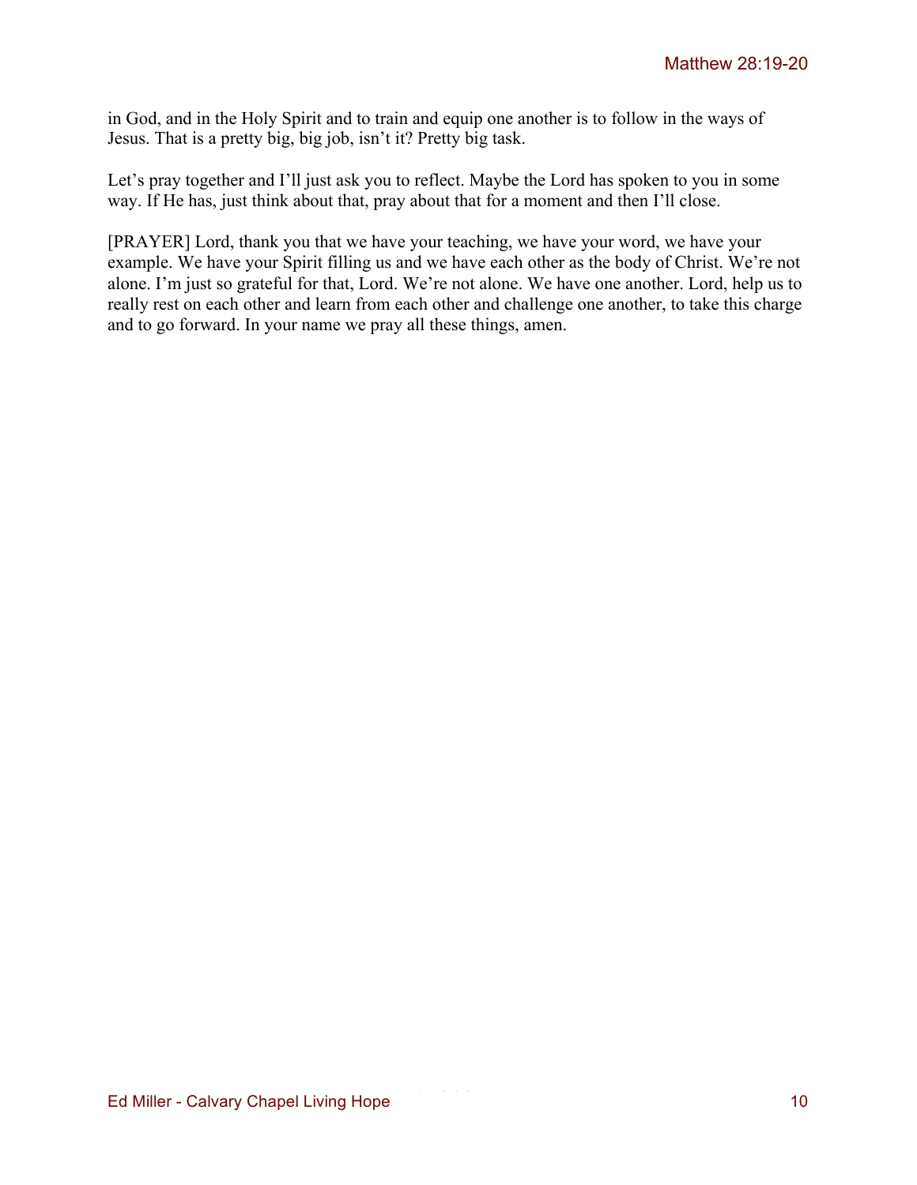in God, and in the Holy Spirit and to train and equip one another is to follow in the ways of Jesus. That is a pretty big, big job, isn't it? Pretty big task.

Let's pray together and I'll just ask you to reflect. Maybe the Lord has spoken to you in some way. If He has, just think about that, pray about that for a moment and then I'll close.

[PRAYER] Lord, thank you that we have your teaching, we have your word, we have your example. We have your Spirit filling us and we have each other as the body of Christ. We're not alone. I'm just so grateful for that, Lord. We're not alone. We have one another. Lord, help us to really rest on each other and learn from each other and challenge one another, to take this charge and to go forward. In your name we pray all these things, amen.